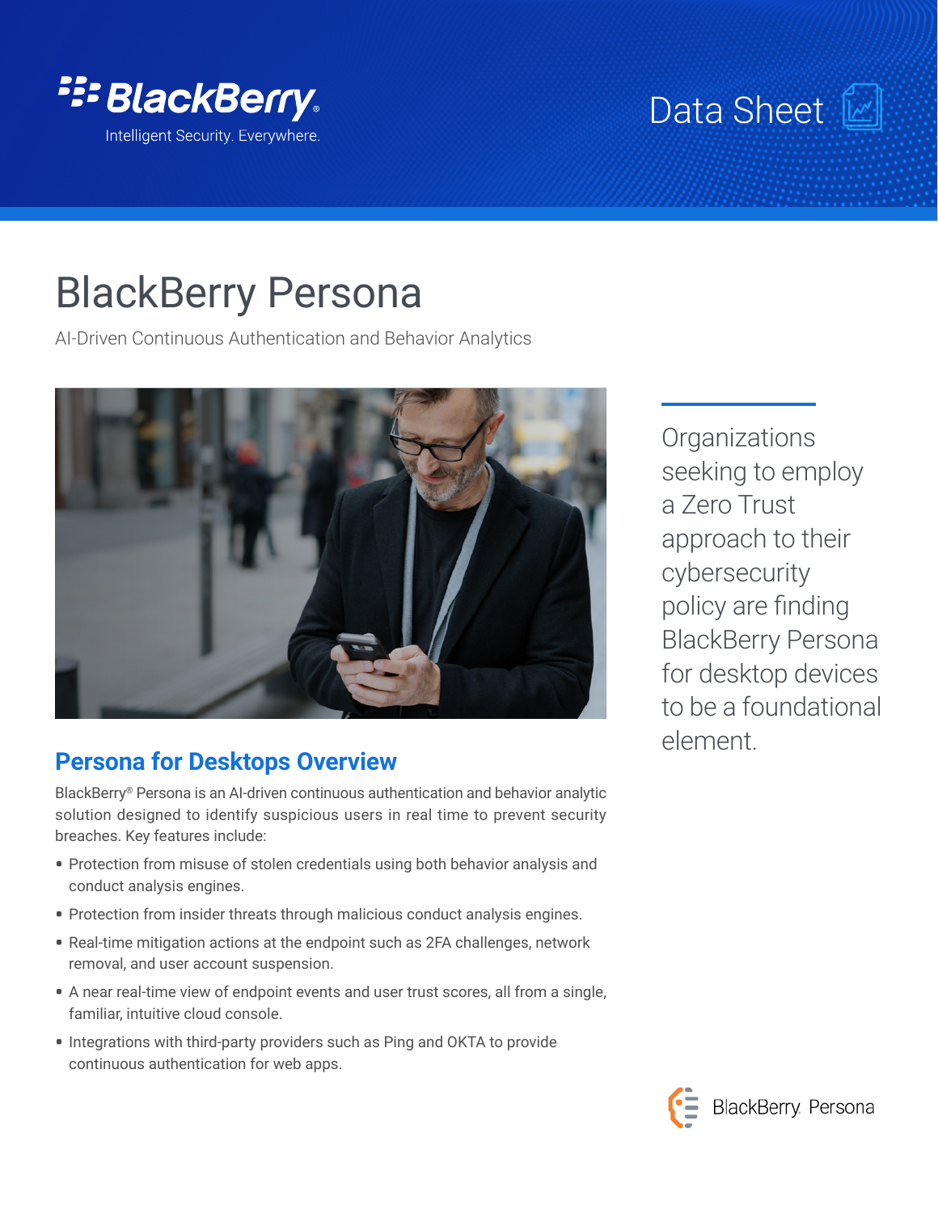BlackBerry® Intelligent Security. Everywhere.

Data Sheet

# BlackBerry Persona

AI-Driven Continuous Authentication and Behavior Analytics

## Persona for Desktops Overview

BlackBerry® Persona is an AI-driven continuous authentication and behavior analytic solution designed to identify suspicious users in real time to prevent security breaches. Key features include:

- Protection from misuse of stolen credentials using both behavior analysis and conduct analysis engines.
- Protection from insider threats through malicious conduct analysis engines.
- Real-time mitigation actions at the endpoint such as 2FA challenges, network removal, and user account suspension.
- A near real-time view of endpoint events and user trust scores, all from a single, familiar, intuitive cloud console.
- Integrations with third-party providers such as Ping and OKTA to provide continuous authentication for web apps.

Organizations seeking to employ a Zero Trust approach to their cybersecurity policy are finding BlackBerry Persona for desktop devices to be a foundational element.

BlackBerry Persona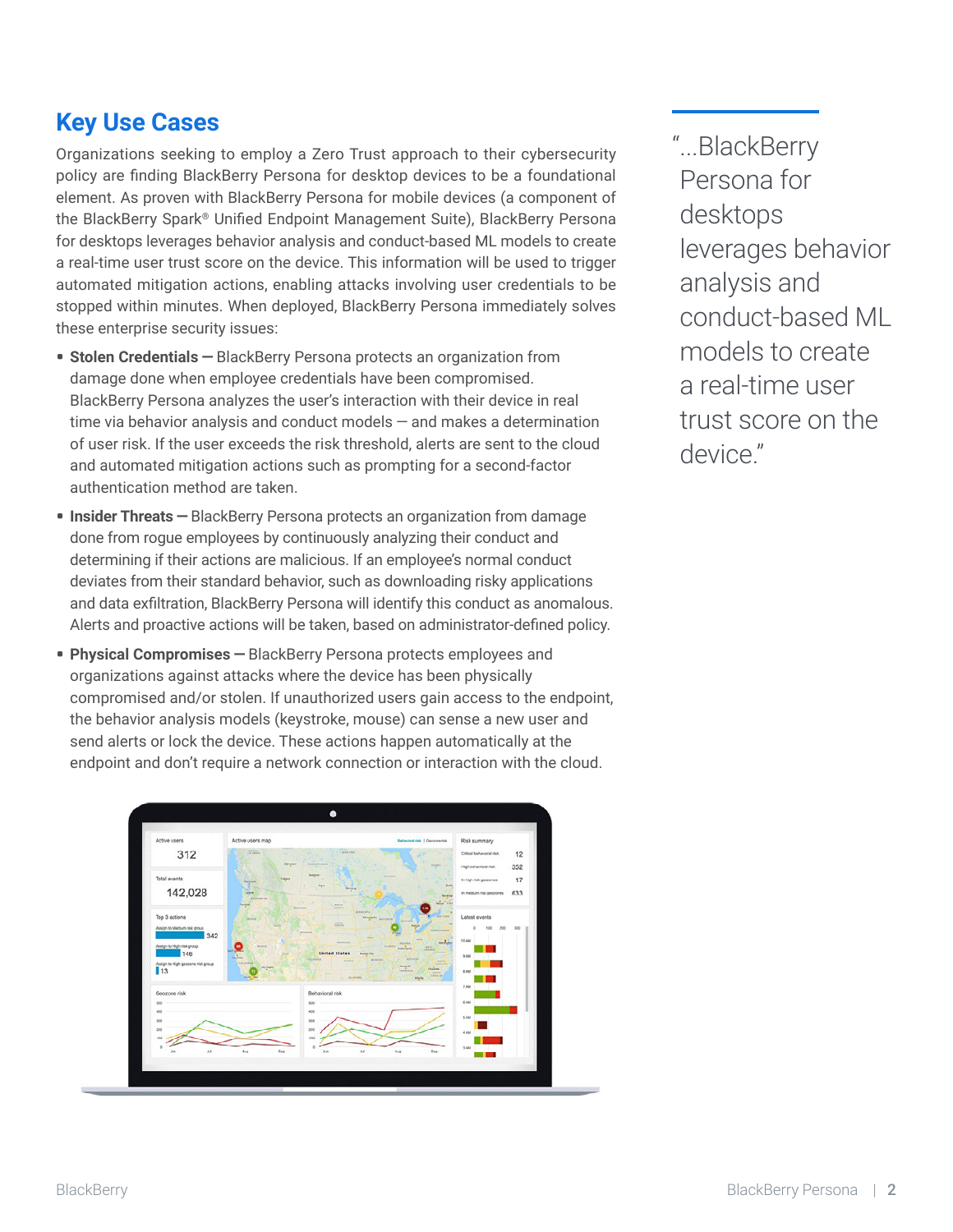## Key Use Cases

Organizations seeking to employ a Zero Trust approach to their cybersecurity policy are finding BlackBerry Persona for desktop devices to be a foundational element. As proven with BlackBerry Persona for mobile devices (a component of the BlackBerry Spark® Unified Endpoint Management Suite), BlackBerry Persona for desktops leverages behavior analysis and conduct-based ML models to create a real-time user trust score on the device. This information will be used to trigger automated mitigation actions, enabling attacks involving user credentials to be stopped within minutes. When deployed, BlackBerry Persona immediately solves these enterprise security issues:

- **Stolen Credentials —** BlackBerry Persona protects an organization from damage done when employee credentials have been compromised. BlackBerry Persona analyzes the user's interaction with their device in real time via behavior analysis and conduct models — and makes a determination of user risk. If the user exceeds the risk threshold, alerts are sent to the cloud and automated mitigation actions such as prompting for a second-factor authentication method are taken.
- **Insider Threats —** BlackBerry Persona protects an organization from damage done from rogue employees by continuously analyzing their conduct and determining if their actions are malicious. If an employee's normal conduct deviates from their standard behavior, such as downloading risky applications and data exfiltration, BlackBerry Persona will identify this conduct as anomalous. Alerts and proactive actions will be taken, based on administrator-defined policy.
- **Physical Compromises —** BlackBerry Persona protects employees and organizations against attacks where the device has been physically compromised and/or stolen. If unauthorized users gain access to the endpoint, the behavior analysis models (keystroke, mouse) can sense a new user and send alerts or lock the device. These actions happen automatically at the endpoint and don't require a network connection or interaction with the cloud.

"...BlackBerry Persona for desktops leverages behavior analysis and conduct-based ML models to create a real-time user trust score on the device."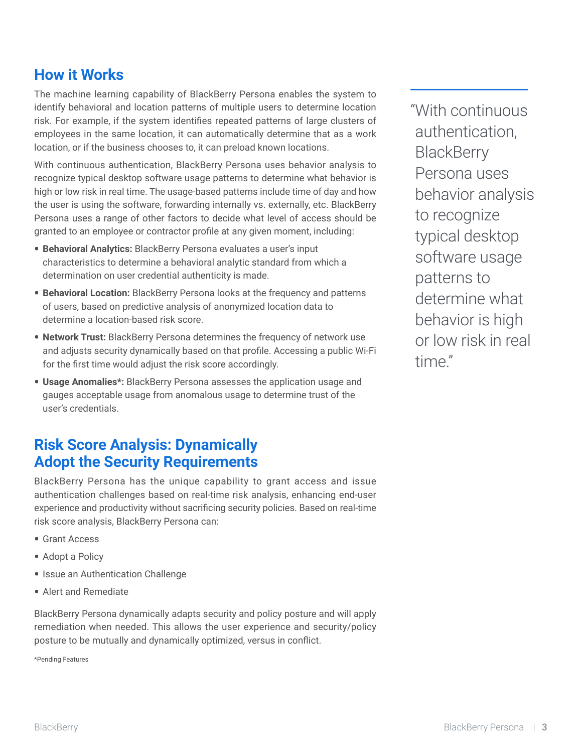## How it Works

The machine learning capability of BlackBerry Persona enables the system to identify behavioral and location patterns of multiple users to determine location risk. For example, if the system identifies repeated patterns of large clusters of employees in the same location, it can automatically determine that as a work location, or if the business chooses to, it can preload known locations.

With continuous authentication, BlackBerry Persona uses behavior analysis to recognize typical desktop software usage patterns to determine what behavior is high or low risk in real time. The usage-based patterns include time of day and how the user is using the software, forwarding internally vs. externally, etc. BlackBerry Persona uses a range of other factors to decide what level of access should be granted to an employee or contractor profile at any given moment, including:

- **Behavioral Analytics:** BlackBerry Persona evaluates a user's input characteristics to determine a behavioral analytic standard from which a determination on user credential authenticity is made.
- **Behavioral Location:** BlackBerry Persona looks at the frequency and patterns of users, based on predictive analysis of anonymized location data to determine a location-based risk score.
- **Network Trust:** BlackBerry Persona determines the frequency of network use and adjusts security dynamically based on that profile. Accessing a public Wi-Fi for the first time would adjust the risk score accordingly.
- **Usage Anomalies*:** BlackBerry Persona assesses the application usage and gauges acceptable usage from anomalous usage to determine trust of the user's credentials.

"With continuous authentication, BlackBerry Persona uses behavior analysis to recognize typical desktop software usage patterns to determine what behavior is high or low risk in real time."

## Risk Score Analysis: Dynamically Adopt the Security Requirements

BlackBerry Persona has the unique capability to grant access and issue authentication challenges based on real-time risk analysis, enhancing end-user experience and productivity without sacrificing security policies. Based on real-time risk score analysis, BlackBerry Persona can:

- Grant Access
- Adopt a Policy
- Issue an Authentication Challenge
- Alert and Remediate

BlackBerry Persona dynamically adapts security and policy posture and will apply remediation when needed. This allows the user experience and security/policy posture to be mutually and dynamically optimized, versus in conflict.

*Pending Features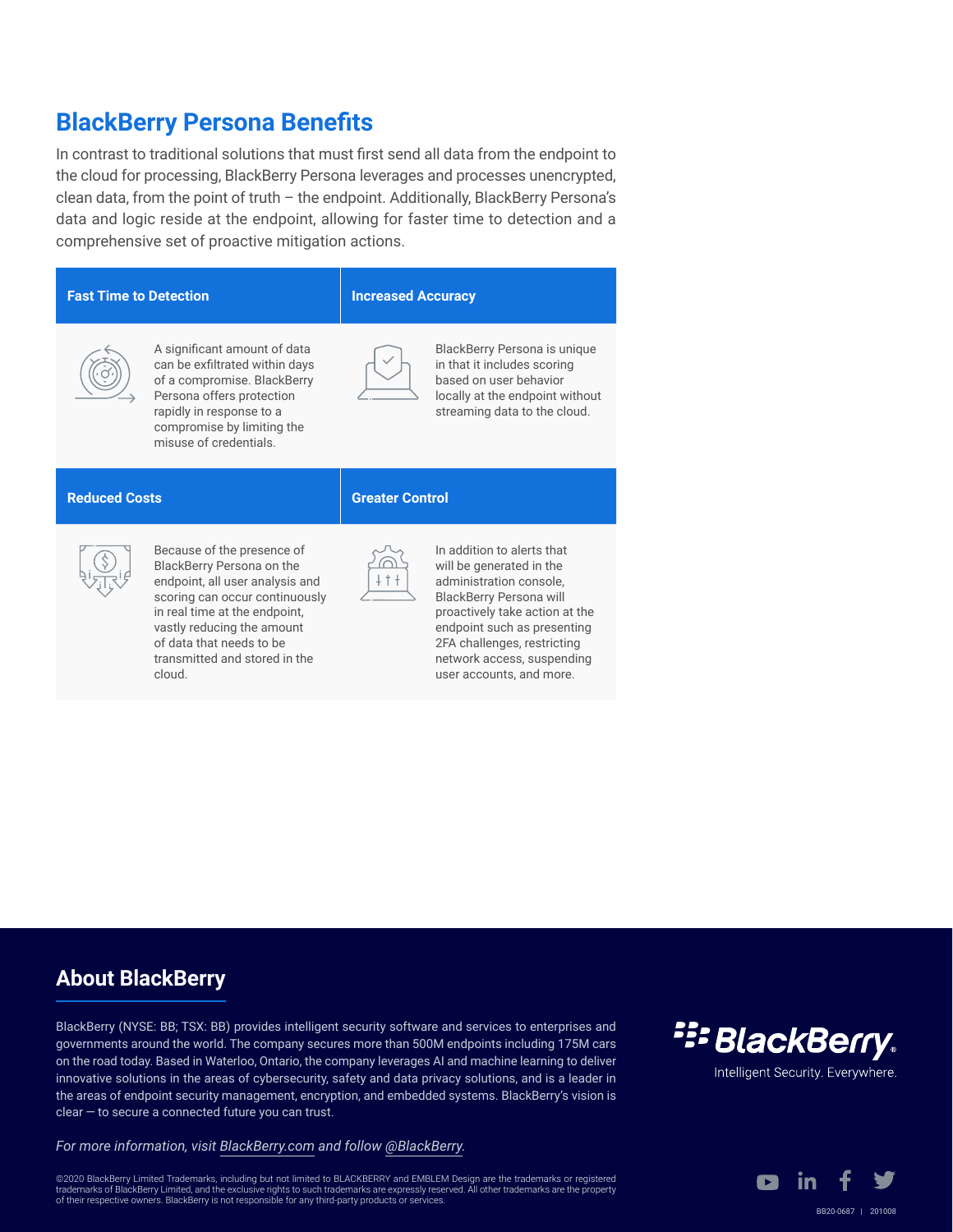## BlackBerry Persona Benefits

In contrast to traditional solutions that must first send all data from the endpoint to the cloud for processing, BlackBerry Persona leverages and processes unencrypted, clean data, from the point of truth – the endpoint. Additionally, BlackBerry Persona's data and logic reside at the endpoint, allowing for faster time to detection and a comprehensive set of proactive mitigation actions.

| Fast Time to Detection | Increased Accuracy |
| --- | --- |
| A significant amount of data can be exfiltrated within days of a compromise. BlackBerry Persona offers protection rapidly in response to a compromise by limiting the misuse of credentials. | BlackBerry Persona is unique in that it includes scoring based on user behavior locally at the endpoint without streaming data to the cloud. |
| **Reduced Costs** | **Greater Control** |
| Because of the presence of BlackBerry Persona on the endpoint, all user analysis and scoring can occur continuously in real time at the endpoint, vastly reducing the amount of data that needs to be transmitted and stored in the cloud. | In addition to alerts that will be generated in the administration console, BlackBerry Persona will proactively take action at the endpoint such as presenting 2FA challenges, restricting network access, suspending user accounts, and more. |

## About BlackBerry

BlackBerry (NYSE: BB; TSX: BB) provides intelligent security software and services to enterprises and governments around the world. The company secures more than 500M endpoints including 175M cars on the road today. Based in Waterloo, Ontario, the company leverages AI and machine learning to deliver innovative solutions in the areas of cybersecurity, safety and data privacy solutions, and is a leader in the areas of endpoint security management, encryption, and embedded systems. BlackBerry's vision is clear — to secure a connected future you can trust.

*For more information, visit BlackBerry.com and follow @BlackBerry.*

BlackBerry
Intelligent Security. Everywhere.

©2020 BlackBerry Limited Trademarks, including but not limited to BLACKBERRY and EMBLEM Design are the trademarks or registered trademarks of BlackBerry Limited, and the exclusive rights to such trademarks are expressly reserved. All other trademarks are the property of their respective owners. BlackBerry is not responsible for any third-party products or services.

BB20-0687 | 201008